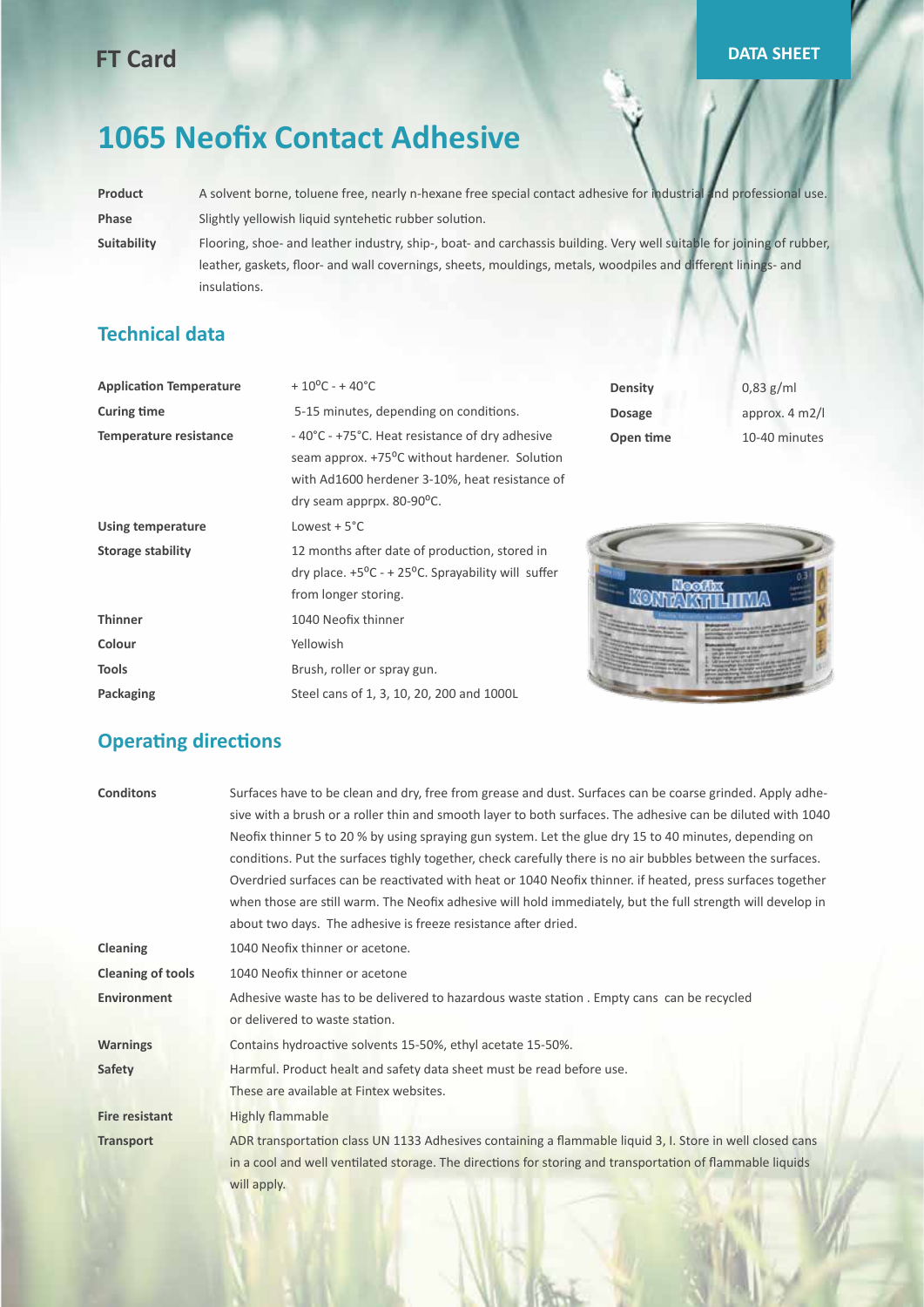FT Card

DATA SHEET

# 1065 Neofix Contact Adhesive

| | |
|---|---|
| **Product** | A solvent borne, toluene free, nearly n-hexane free special contact adhesive for industrial and professional use. |
| **Phase** | Slightly yellowish liquid syntehetic rubber solution. |
| **Suitability** | Flooring, shoe- and leather industry, ship-, boat- and carchassis building. Very well suitable for joining of rubber, leather, gaskets, floor- and wall coverings, sheets, mouldings, metals, woodpiles and different linings- and insulations. |

## Technical data

| | |
|---|---|
| **Application Temperature** | + 10$^{0}$C - + 40°C |
| **Curing time** | 5-15 minutes, depending on conditions. |
| **Temperature resistance** | - 40°C - +75°C. Heat resistance of dry adhesive seam approx. +75$^{0}$C without hardener. Solution with Ad1600 herdener 3-10%, heat resistance of dry seam apprpx. 80-90$^{0}$C. |
| **Using temperature** | Lowest + 5°C |
| **Storage stability** | 12 months after date of production, stored in dry place. +5$^{0}$C - + 25$^{0}$C. Sprayability will suffer from longer storing. |
| **Thinner** | 1040 Neofix thinner |
| **Colour** | Yellowish |
| **Tools** | Brush, roller or spray gun. |
| **Packaging** | Steel cans of 1, 3, 10, 20, 200 and 1000L |

| | |
|---|---|
| **Density** | 0,83 g/ml |
| **Dosage** | approx. 4 m2/l |
| **Open time** | 10-40 minutes |

## Operating directions

| | |
|---|---|
| **Conditons** | Surfaces have to be clean and dry, free from grease and dust. Surfaces can be coarse grinded. Apply adhesive with a brush or a roller thin and smooth layer to both surfaces. The adhesive can be diluted with 1040 Neofix thinner 5 to 20 % by using spraying gun system. Let the glue dry 15 to 40 minutes, depending on conditions. Put the surfaces tighly together, check carefully there is no air bubbles between the surfaces. Overdried surfaces can be reactivated with heat or 1040 Neofix thinner. if heated, press surfaces together when those are still warm. The Neofix adhesive will hold immediately, but the full strength will develop in about two days. The adhesive is freeze resistance after dried. |
| **Cleaning** | 1040 Neofix thinner or acetone. |
| **Cleaning of tools** | 1040 Neofix thinner or acetone |
| **Environment** | Adhesive waste has to be delivered to hazardous waste station . Empty cans can be recycled or delivered to waste station. |
| **Warnings** | Contains hydroactive solvents 15-50%, ethyl acetate 15-50%. |
| **Safety** | Harmful. Product healt and safety data sheet must be read before use. These are available at Fintex websites. |
| **Fire resistant** | Highly flammable |
| **Transport** | ADR transportation class UN 1133 Adhesives containing a flammable liquid 3, I. Store in well closed cans in a cool and well ventilated storage. The directions for storing and transportation of flammable liquids will apply. |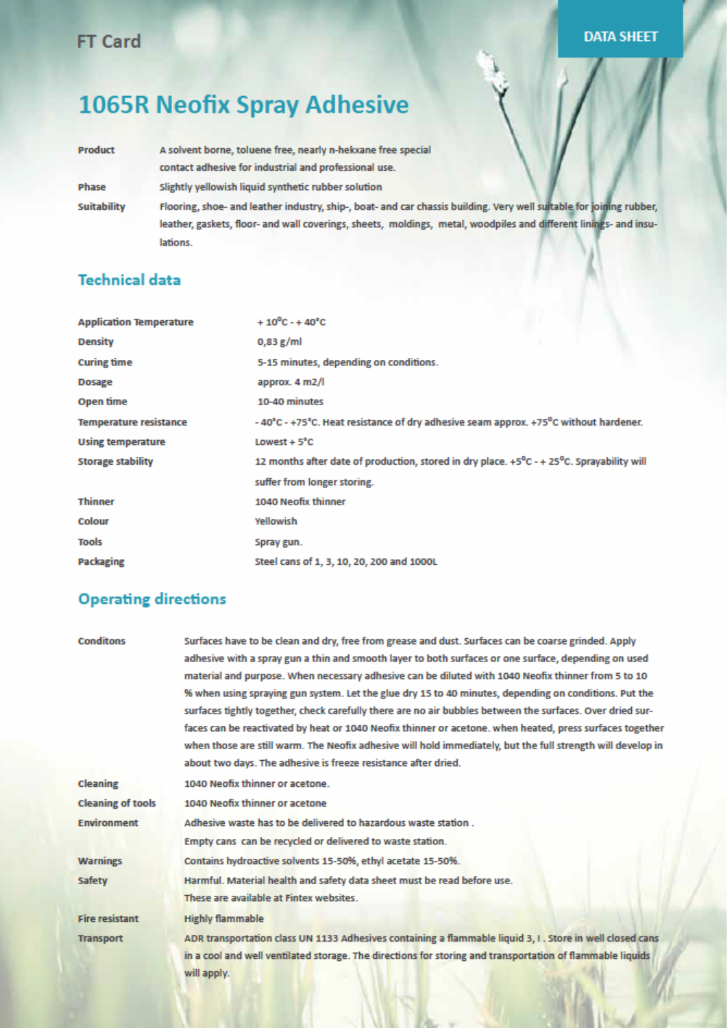FT Card

DATA SHEET

# 1065R Neofix Spray Adhesive

| | |
|---|---|
| **Product** | A solvent borne, toluene free, nearly n-hekxane free special contact adhesive for industrial and professional use. |
| **Phase** | Slightly yellowish liquid synthetic rubber solution |
| **Suitability** | Flooring, shoe- and leather industry, ship-, boat- and car chassis building. Very well suitable for joining rubber, leather, gaskets, floor- and wall coverings, sheets, moldings, metal, woodpiles and different linings- and insulations. |

## Technical data

| | |
|---|---|
| **Application Temperature** | + 10°C - + 40°C |
| **Density** | 0,83 g/ml |
| **Curing time** | 5-15 minutes, depending on conditions. |
| **Dosage** | approx. 4 m2/l |
| **Open time** | 10-40 minutes |
| **Temperature resistance** | - 40°C - +75°C. Heat resistance of dry adhesive seam approx. +75°C without hardener. |
| **Using temperature** | Lowest + 5°C |
| **Storage stability** | 12 months after date of production, stored in dry place. +5°C - + 25°C. Sprayability will suffer from longer storing. |
| **Thinner** | 1040 Neofix thinner |
| **Colour** | Yellowish |
| **Tools** | Spray gun. |
| **Packaging** | Steel cans of 1, 3, 10, 20, 200 and 1000L |

## Operating directions

| | |
|---|---|
| **Conditons** | Surfaces have to be clean and dry, free from grease and dust. Surfaces can be coarse grinded. Apply adhesive with a spray gun a thin and smooth layer to both surfaces or one surface, depending on used material and purpose. When necessary adhesive can be diluted with 1040 Neofix thinner from 5 to 10 % when using spraying gun system. Let the glue dry 15 to 40 minutes, depending on conditions. Put the surfaces tightly together, check carefully there are no air bubbles between the surfaces. Over dried surfaces can be reactivated by heat or 1040 Neofix thinner or acetone. when heated, press surfaces together when those are still warm. The Neofix adhesive will hold immediately, but the full strength will develop in about two days. The adhesive is freeze resistance after dried. |
| **Cleaning** | 1040 Neofix thinner or acetone. |
| **Cleaning of tools** | 1040 Neofix thinner or acetone |
| **Environment** | Adhesive waste has to be delivered to hazardous waste station . Empty cans can be recycled or delivered to waste station. |
| **Warnings** | Contains hydroactive solvents 15-50%, ethyl acetate 15-50%. |
| **Safety** | Harmful. Material health and safety data sheet must be read before use. These are available at Fintex websites. |
| **Fire resistant** | Highly flammable |
| **Transport** | ADR transportation class UN 1133 Adhesives containing a flammable liquid 3, I . Store in well closed cans in a cool and well ventilated storage. The directions for storing and transportation of flammable liquids will apply. |